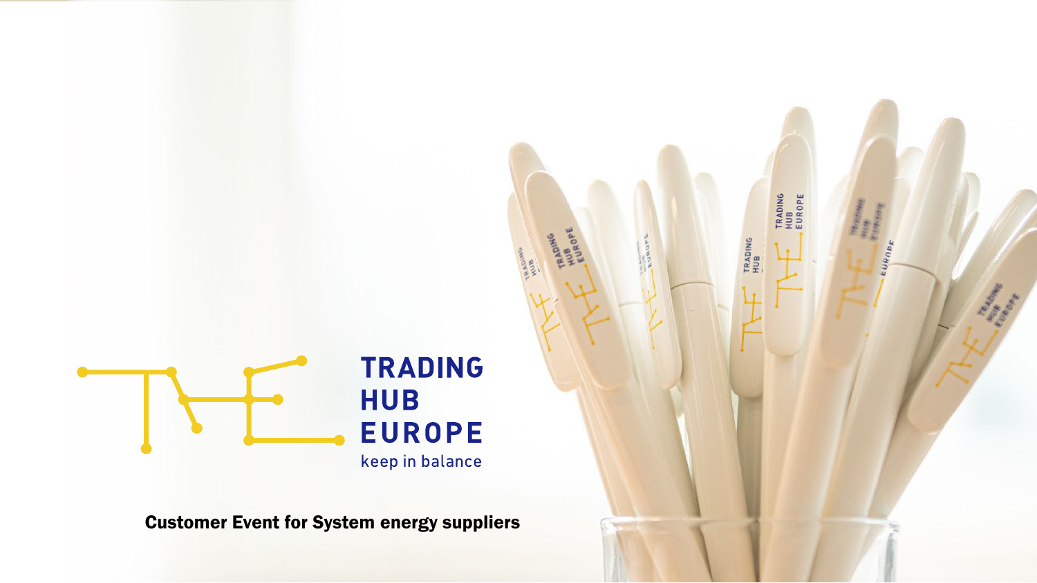TRADING HUB EUROPE

keep in balance

**Customer Event for System energy suppliers**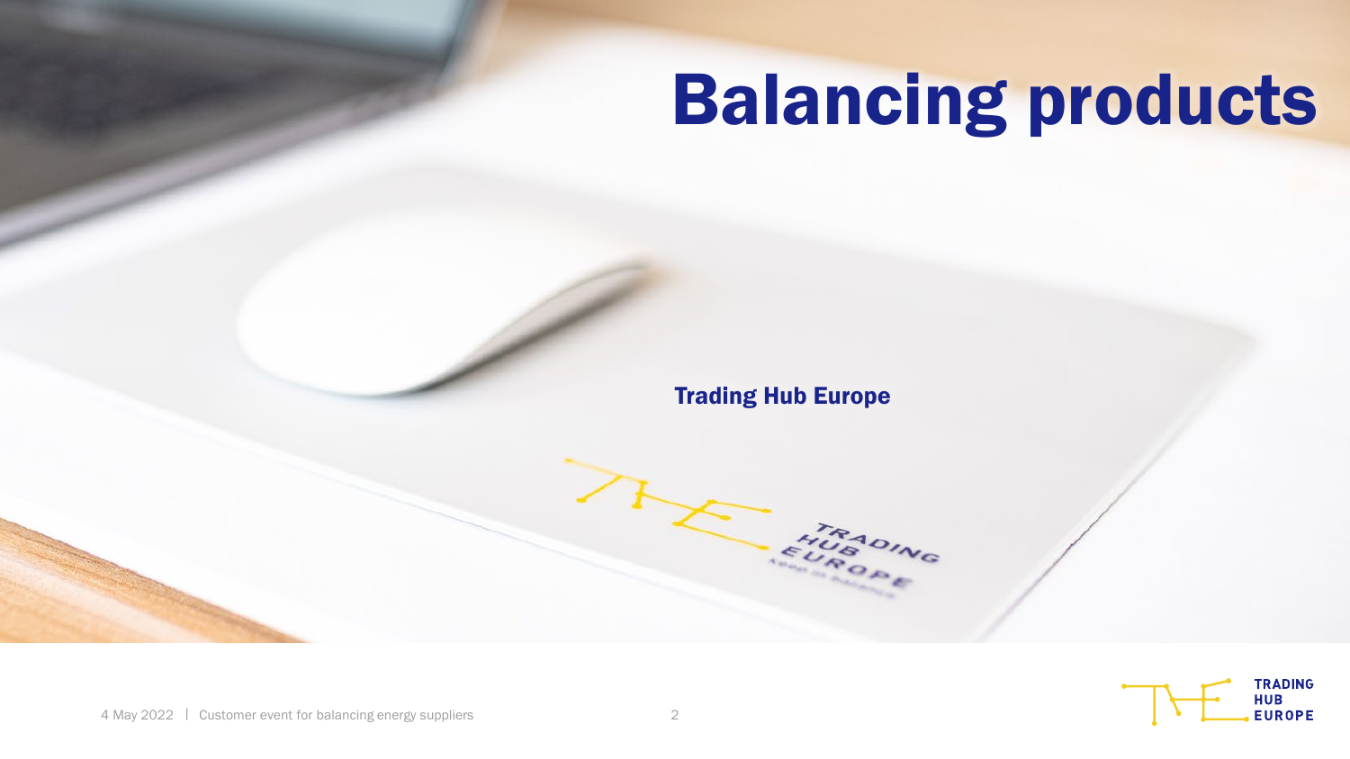# Balancing products

Trading Hub Europe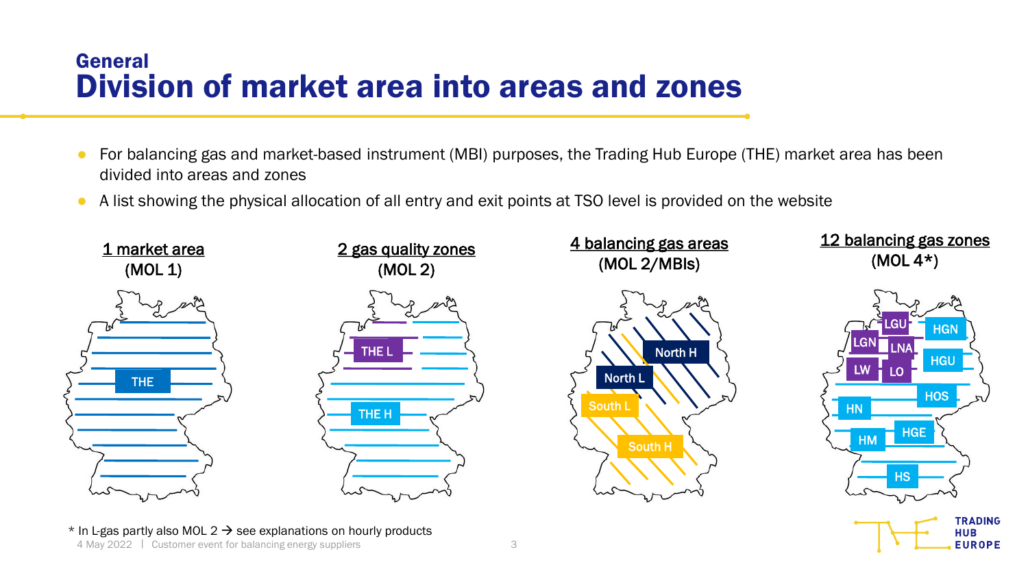## General
# Division of market area into areas and zones

- For balancing gas and market-based instrument (MBI) purposes, the Trading Hub Europe (THE) market area has been divided into areas and zones
- A list showing the physical allocation of all entry and exit points at TSO level is provided on the website

**1 market area** (MOL 1)

THE

**2 gas quality zones** (MOL 2)

THE L, THE H

**4 balancing gas areas** (MOL 2/MBIs)

North H, North L, South L, South H

**12 balancing gas zones** (MOL 4*)

LGU, HGN, LGN, LNA, HGU, LW, LO, HOS, HN, HGE, HM, HS

\* In L-gas partly also MOL 2 → see explanations on hourly products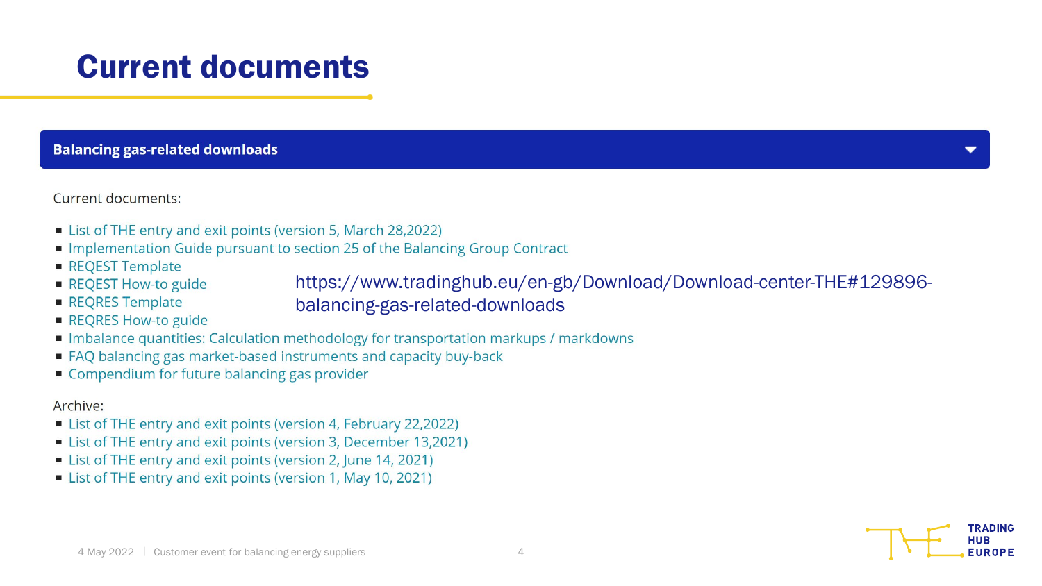# Current documents

**Balancing gas-related downloads**

Current documents:

- List of THE entry and exit points (version 5, March 28,2022)
- Implementation Guide pursuant to section 25 of the Balancing Group Contract
- REQEST Template
- REQEST How-to guide
- REQRES Template
- REQRES How-to guide
- Imbalance quantities: Calculation methodology for transportation markups / markdowns
- FAQ balancing gas market-based instruments and capacity buy-back
- Compendium for future balancing gas provider

https://www.tradinghub.eu/en-gb/Download/Download-center-THE#129896-balancing-gas-related-downloads

Archive:

- List of THE entry and exit points (version 4, February 22,2022)
- List of THE entry and exit points (version 3, December 13,2021)
- List of THE entry and exit points (version 2, June 14, 2021)
- List of THE entry and exit points (version 1, May 10, 2021)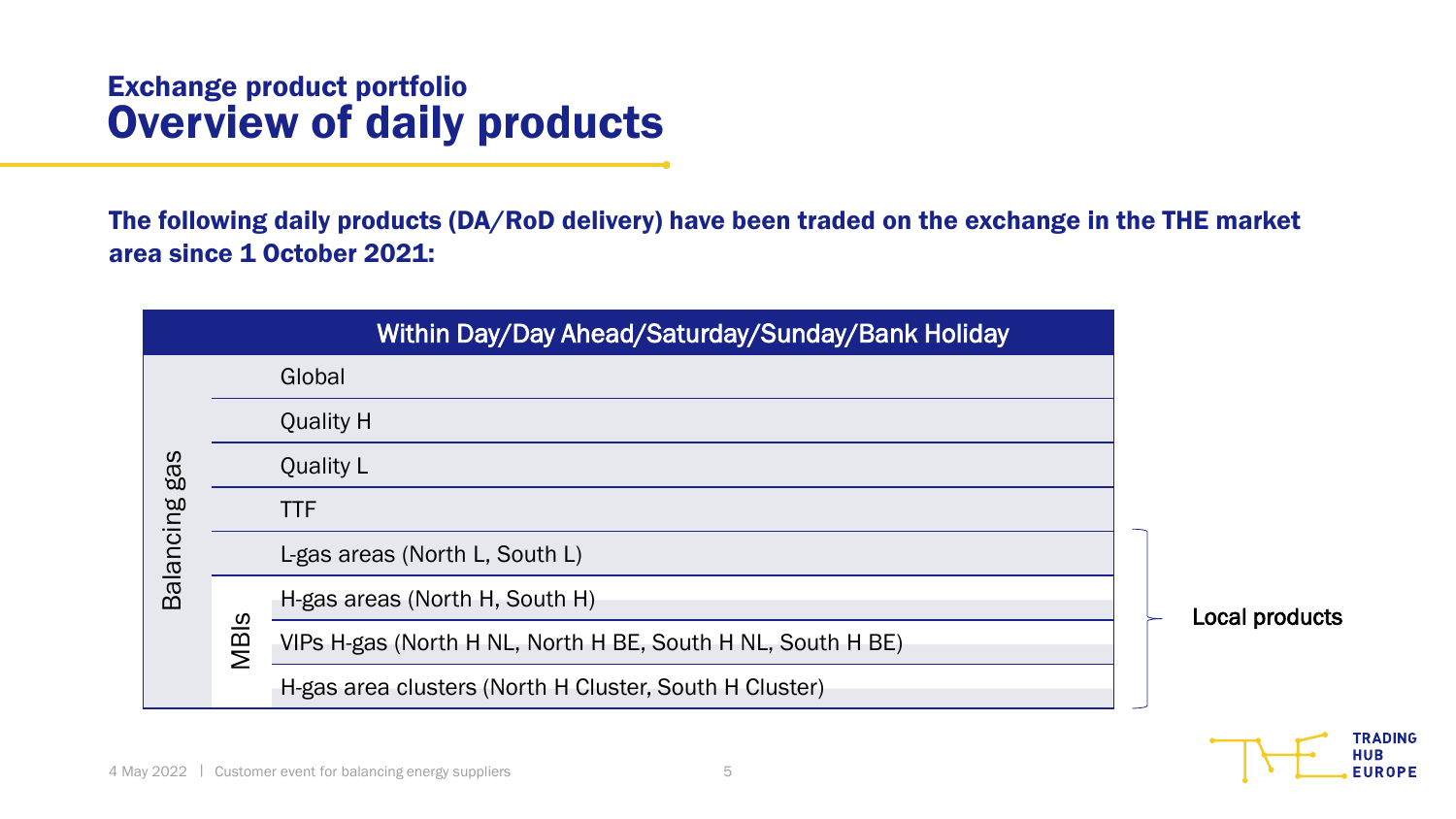## Exchange product portfolio

# Overview of daily products

**The following daily products (DA/RoD delivery) have been traded on the exchange in the THE market area since 1 October 2021:**

| | | Within Day/Day Ahead/Saturday/Sunday/Bank Holiday | |
|---|---|---|---|
| Balancing gas | | Global | |
| | | Quality H | |
| | | Quality L | |
| | | TTF | |
| | | L-gas areas (North L, South L) | Local products |
| | MBIs | H-gas areas (North H, South H) | Local products |
| | | VIPs H-gas (North H NL, North H BE, South H NL, South H BE) | Local products |
| | | H-gas area clusters (North H Cluster, South H Cluster) | Local products |

4 May 2022 | Customer event for balancing energy suppliers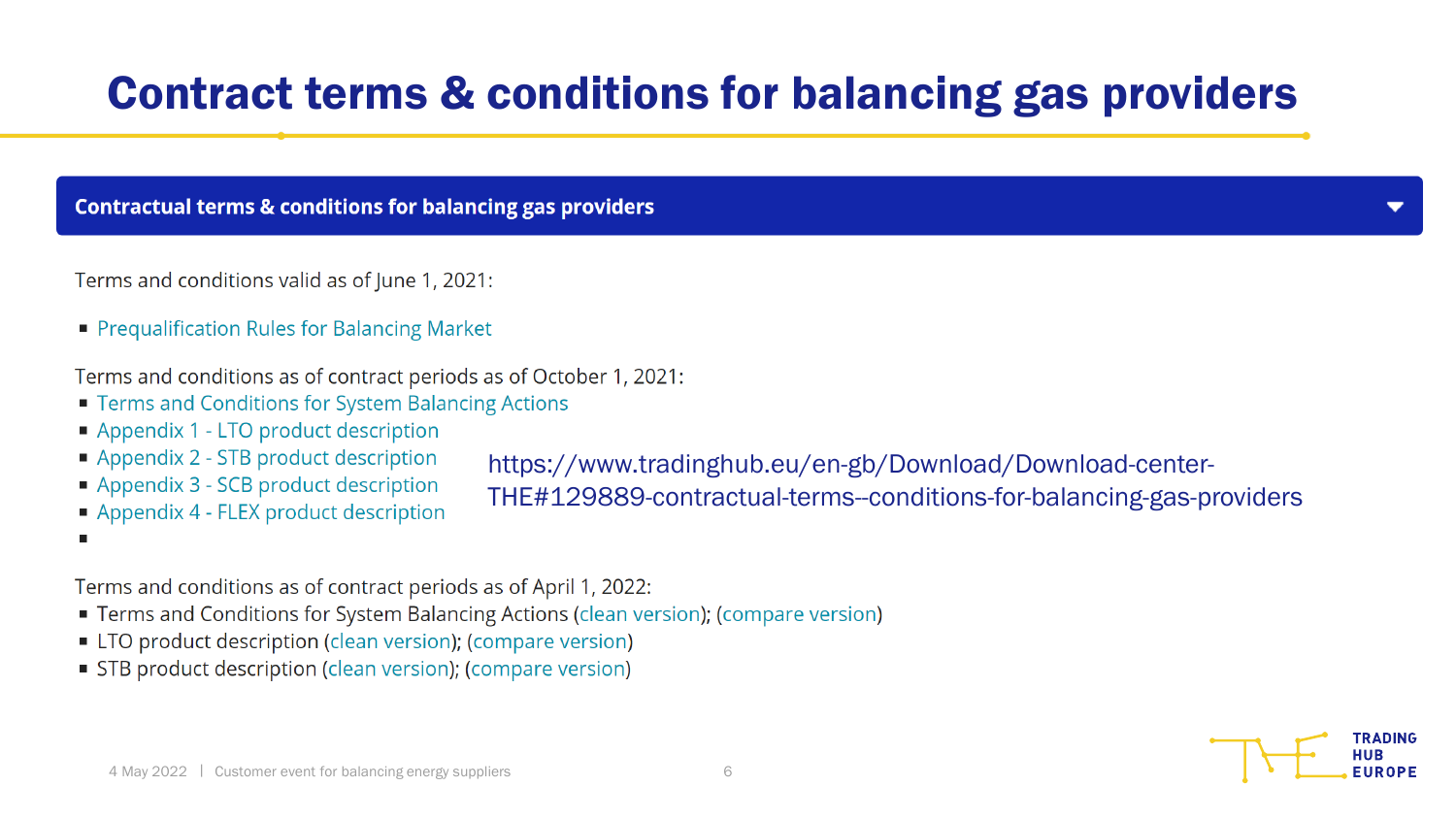# Contract terms & conditions for balancing gas providers

**Contractual terms & conditions for balancing gas providers**

Terms and conditions valid as of June 1, 2021:

- Prequalification Rules for Balancing Market

Terms and conditions as of contract periods as of October 1, 2021:

- Terms and Conditions for System Balancing Actions
- Appendix 1 - LTO product description
- Appendix 2 - STB product description
- Appendix 3 - SCB product description
- Appendix 4 - FLEX product description

Terms and conditions as of contract periods as of April 1, 2022:

- Terms and Conditions for System Balancing Actions (clean version); (compare version)
- LTO product description (clean version); (compare version)
- STB product description (clean version); (compare version)

https://www.tradinghub.eu/en-gb/Download/Download-center-THE#129889-contractual-terms--conditions-for-balancing-gas-providers

4 May 2022 | Customer event for balancing energy suppliers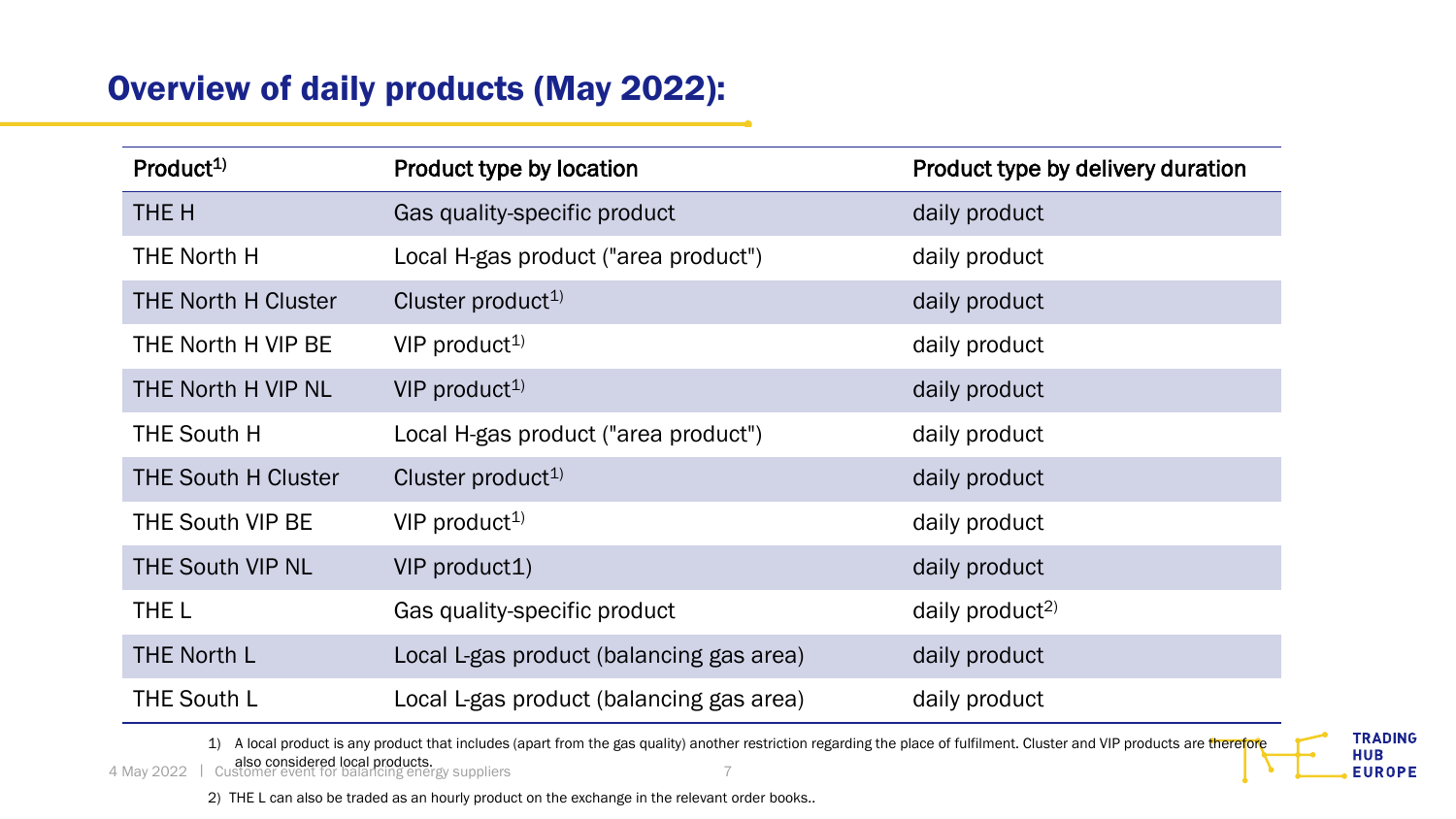## Overview of daily products (May 2022):

| Product[1] | Product type by location | Product type by delivery duration |
|---|---|---|
| THE H | Gas quality-specific product | daily product |
| THE North H | Local H-gas product ("area product") | daily product |
| THE North H Cluster | Cluster product[1] | daily product |
| THE North H VIP BE | VIP product[1] | daily product |
| THE North H VIP NL | VIP product[1] | daily product |
| THE South H | Local H-gas product ("area product") | daily product |
| THE South H Cluster | Cluster product[1] | daily product |
| THE South VIP BE | VIP product[1] | daily product |
| THE South VIP NL | VIP product1) | daily product |
| THE L | Gas quality-specific product | daily product[2] |
| THE North L | Local L-gas product (balancing gas area) | daily product |
| THE South L | Local L-gas product (balancing gas area) | daily product |

1) A local product is any product that includes (apart from the gas quality) another restriction regarding the place of fulfilment. Cluster and VIP products are therefore also considered local products.

2) THE L can also be traded as an hourly product on the exchange in the relevant order books..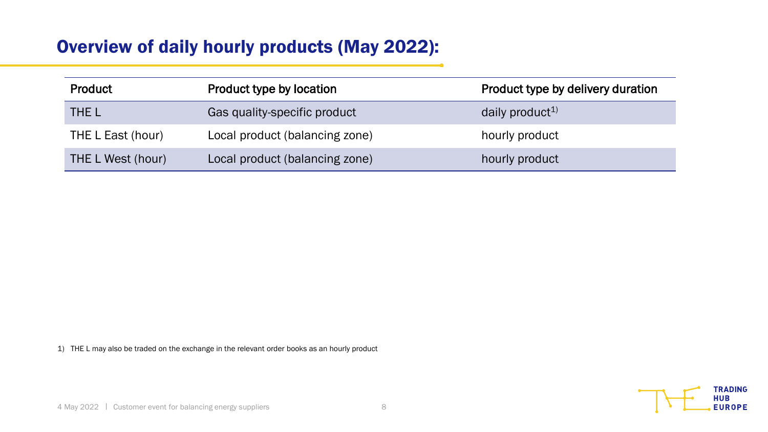## Overview of daily hourly products (May 2022):

| Product | Product type by location | Product type by delivery duration |
|---|---|---|
| THE L | Gas quality-specific product | daily product[1)] |
| THE L East (hour) | Local product (balancing zone) | hourly product |
| THE L West (hour) | Local product (balancing zone) | hourly product |

1) THE L may also be traded on the exchange in the relevant order books as an hourly product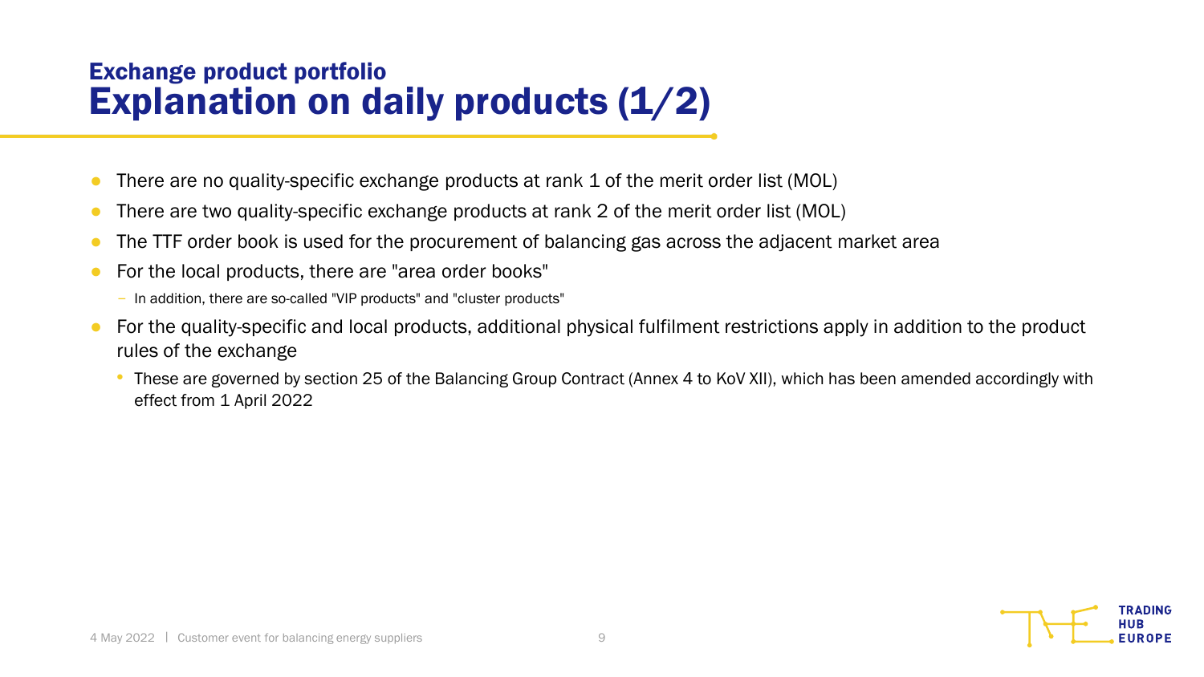## Exchange product portfolio

# Explanation on daily products (1/2)

- There are no quality-specific exchange products at rank 1 of the merit order list (MOL)
- There are two quality-specific exchange products at rank 2 of the merit order list (MOL)
- The TTF order book is used for the procurement of balancing gas across the adjacent market area
- For the local products, there are "area order books"
  - In addition, there are so-called "VIP products" and "cluster products"
- For the quality-specific and local products, additional physical fulfilment restrictions apply in addition to the product rules of the exchange
  - These are governed by section 25 of the Balancing Group Contract (Annex 4 to KoV XII), which has been amended accordingly with effect from 1 April 2022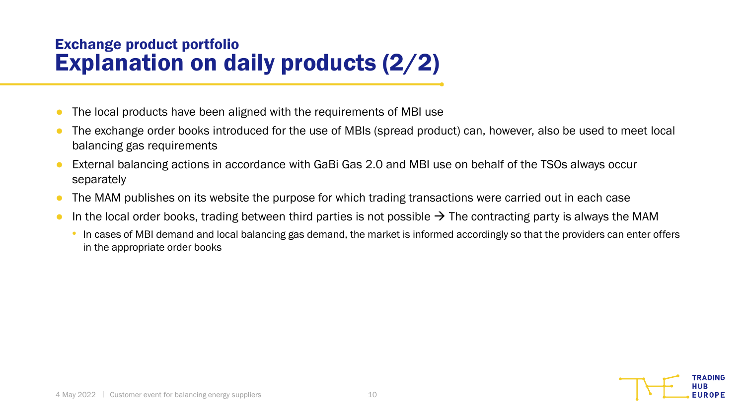## Exchange product portfolio

# Explanation on daily products (2/2)

- The local products have been aligned with the requirements of MBI use
- The exchange order books introduced for the use of MBIs (spread product) can, however, also be used to meet local balancing gas requirements
- External balancing actions in accordance with GaBi Gas 2.0 and MBI use on behalf of the TSOs always occur separately
- The MAM publishes on its website the purpose for which trading transactions were carried out in each case
- In the local order books, trading between third parties is not possible → The contracting party is always the MAM
  - In cases of MBI demand and local balancing gas demand, the market is informed accordingly so that the providers can enter offers in the appropriate order books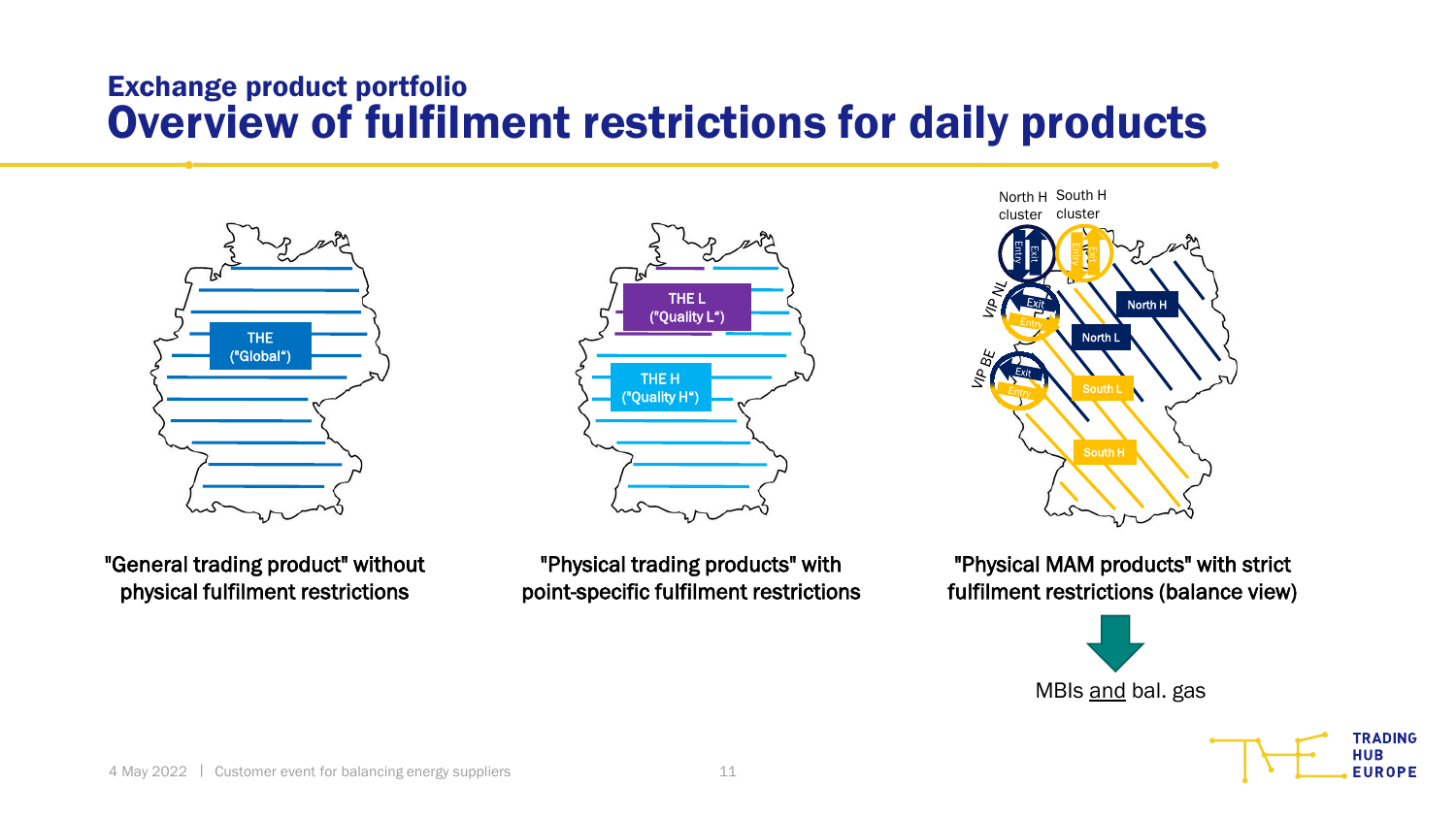## Exchange product portfolio

# Overview of fulfilment restrictions for daily products

THE ("Global")

"General trading product" without physical fulfilment restrictions

THE L ("Quality L")

THE H ("Quality H")

"Physical trading products" with point-specific fulfilment restrictions

North H cluster

South H cluster

VIP NL

VIP BE

North H

North L

South L

South H

"Physical MAM products" with strict fulfilment restrictions (balance view)

MBIs and bal. gas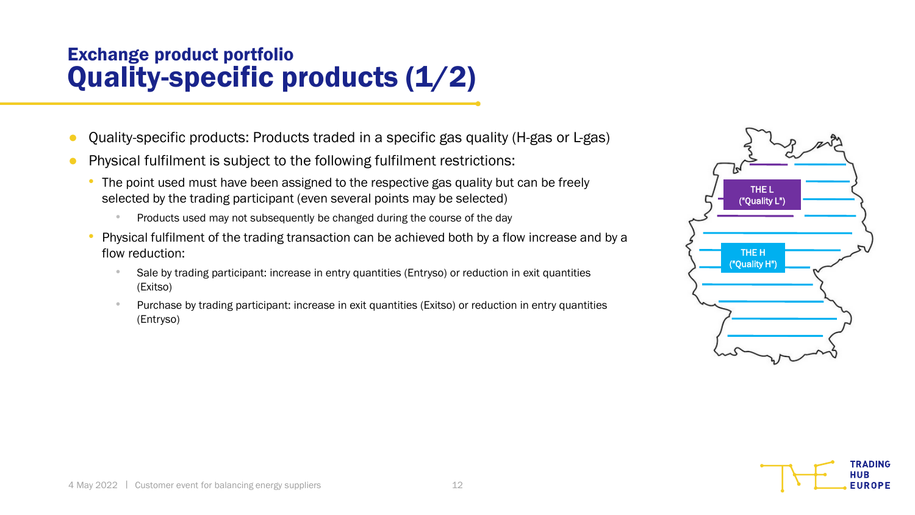## Exchange product portfolio

# Quality-specific products (1/2)

- Quality-specific products: Products traded in a specific gas quality (H-gas or L-gas)
- Physical fulfilment is subject to the following fulfilment restrictions:
  - The point used must have been assigned to the respective gas quality but can be freely selected by the trading participant (even several points may be selected)
    - Products used may not subsequently be changed during the course of the day
  - Physical fulfilment of the trading transaction can be achieved both by a flow increase and by a flow reduction:
    - Sale by trading participant: increase in entry quantities (Entryso) or reduction in exit quantities (Exitso)
    - Purchase by trading participant: increase in exit quantities (Exitso) or reduction in entry quantities (Entryso)

THE L ("Quality L")

THE H ("Quality H")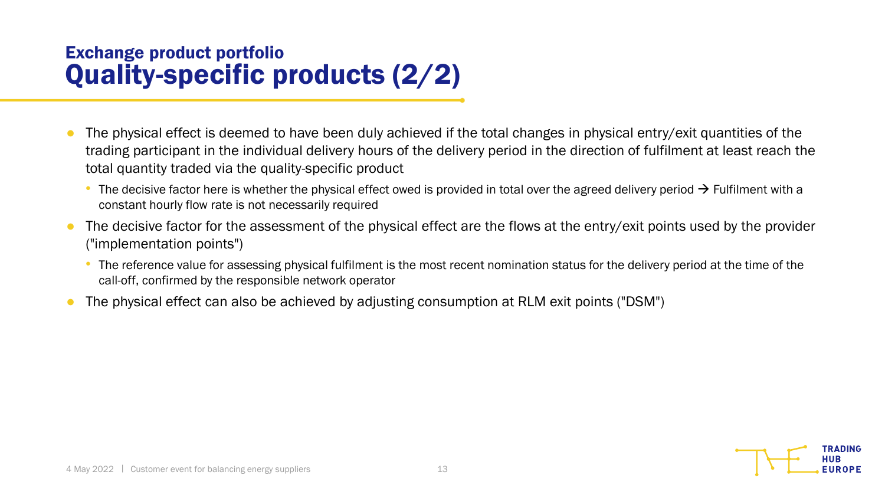## Exchange product portfolio
# Quality-specific products (2/2)

- The physical effect is deemed to have been duly achieved if the total changes in physical entry/exit quantities of the trading participant in the individual delivery hours of the delivery period in the direction of fulfilment at least reach the total quantity traded via the quality-specific product
  - The decisive factor here is whether the physical effect owed is provided in total over the agreed delivery period → Fulfilment with a constant hourly flow rate is not necessarily required
- The decisive factor for the assessment of the physical effect are the flows at the entry/exit points used by the provider ("implementation points")
  - The reference value for assessing physical fulfilment is the most recent nomination status for the delivery period at the time of the call-off, confirmed by the responsible network operator
- The physical effect can also be achieved by adjusting consumption at RLM exit points ("DSM")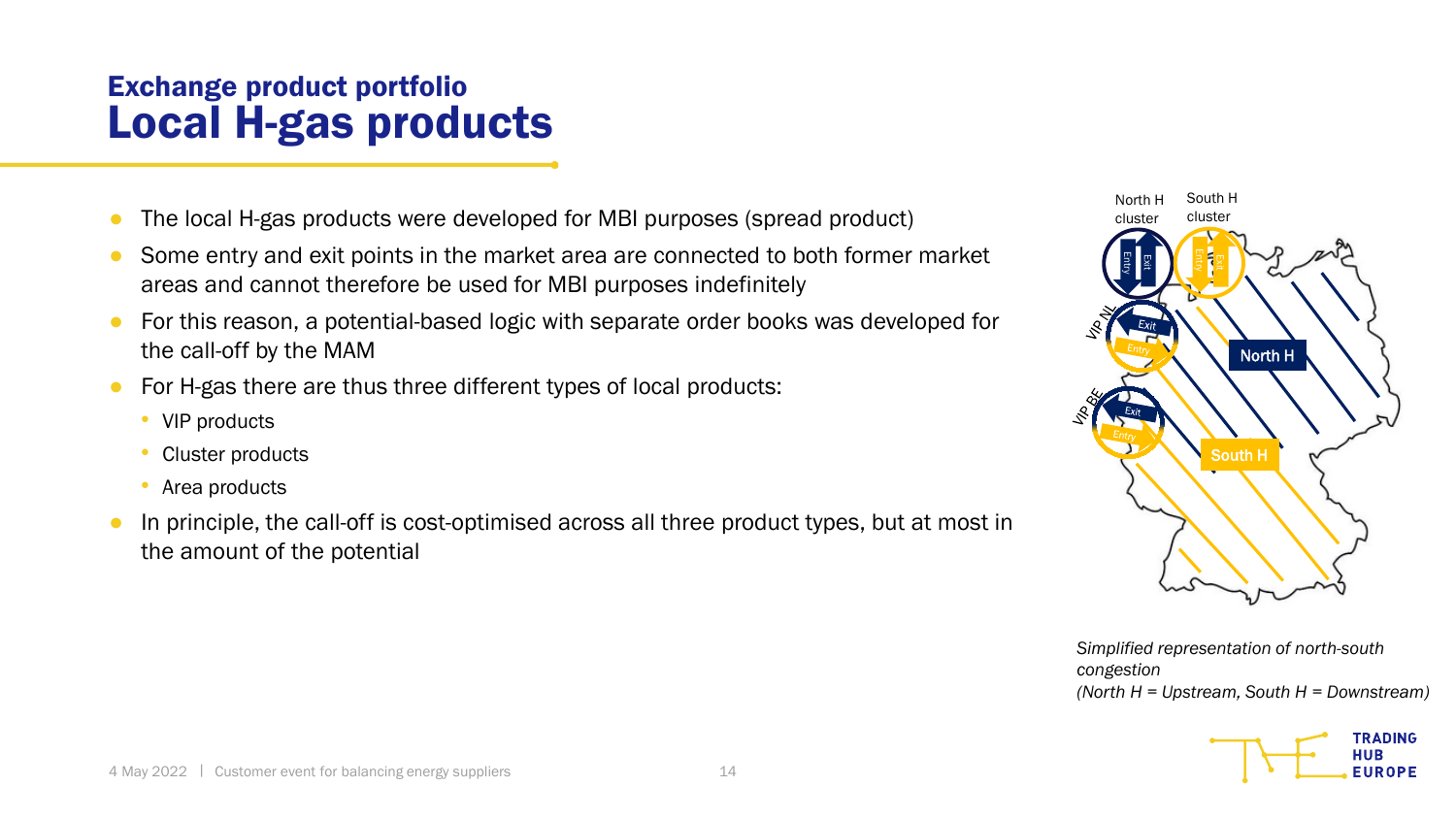## Exchange product portfolio
# Local H-gas products

- The local H-gas products were developed for MBI purposes (spread product)
- Some entry and exit points in the market area are connected to both former market areas and cannot therefore be used for MBI purposes indefinitely
- For this reason, a potential-based logic with separate order books was developed for the call-off by the MAM
- For H-gas there are thus three different types of local products:
  - VIP products
  - Cluster products
  - Area products
- In principle, the call-off is cost-optimised across all three product types, but at most in the amount of the potential

North H cluster | South H cluster | VIP NL | VIP BE | Entry | Exit | North H | South H

*Simplified representation of north-south congestion*
*(North H = Upstream, South H = Downstream)*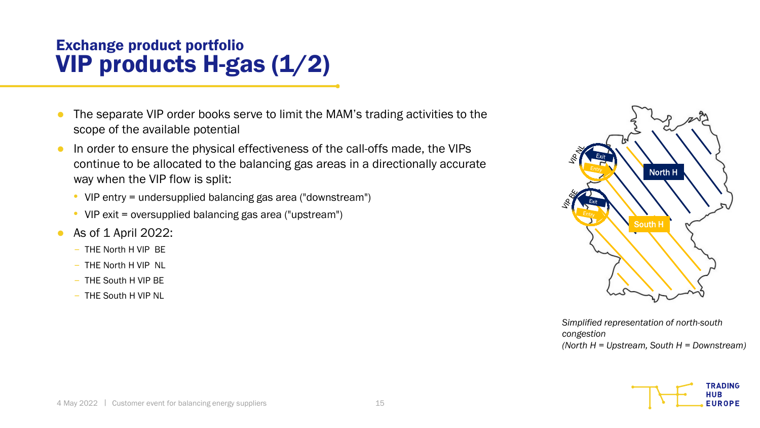# Exchange product portfolio
## VIP products H-gas (1/2)

- The separate VIP order books serve to limit the MAM's trading activities to the scope of the available potential
- In order to ensure the physical effectiveness of the call-offs made, the VIPs continue to be allocated to the balancing gas areas in a directionally accurate way when the VIP flow is split:
  - VIP entry = undersupplied balancing gas area ("downstream")
  - VIP exit = oversupplied balancing gas area ("upstream")
- As of 1 April 2022:
  - THE North H VIP BE
  - THE North H VIP NL
  - THE South H VIP BE
  - THE South H VIP NL

*Simplified representation of north-south congestion (North H = Upstream, South H = Downstream)*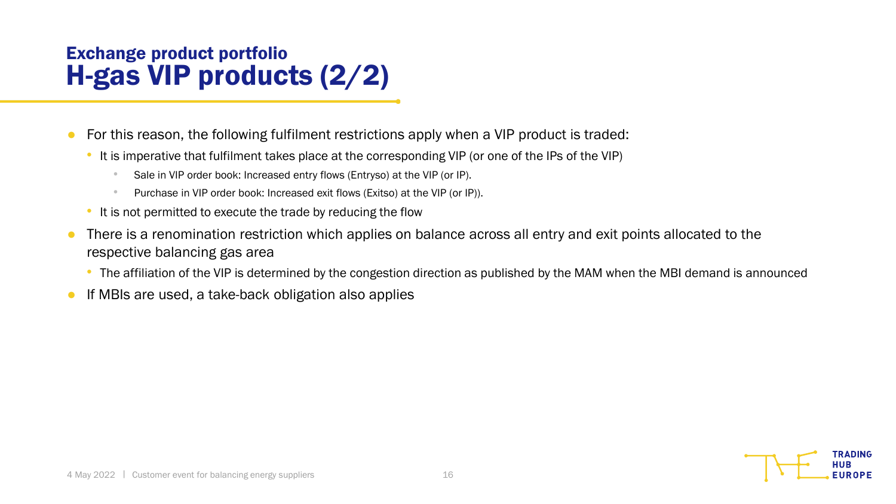## Exchange product portfolio

# H-gas VIP products (2/2)

- For this reason, the following fulfilment restrictions apply when a VIP product is traded:
  - It is imperative that fulfilment takes place at the corresponding VIP (or one of the IPs of the VIP)
    - Sale in VIP order book: Increased entry flows (Entryso) at the VIP (or IP).
    - Purchase in VIP order book: Increased exit flows (Exitso) at the VIP (or IP)).
  - It is not permitted to execute the trade by reducing the flow
- There is a renomination restriction which applies on balance across all entry and exit points allocated to the respective balancing gas area
  - The affiliation of the VIP is determined by the congestion direction as published by the MAM when the MBI demand is announced
- If MBIs are used, a take-back obligation also applies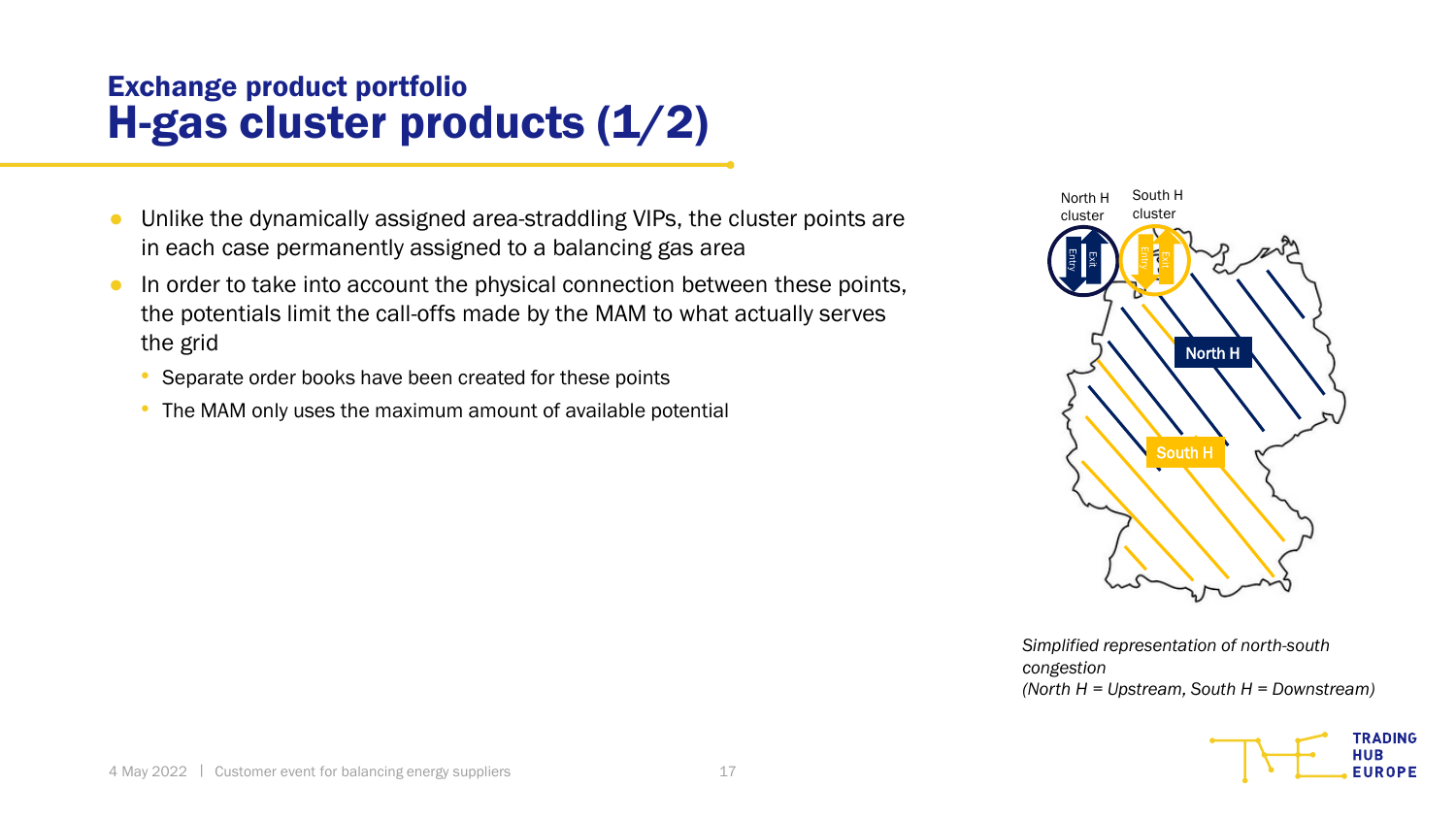## Exchange product portfolio

# H-gas cluster products (1/2)

- Unlike the dynamically assigned area-straddling VIPs, the cluster points are in each case permanently assigned to a balancing gas area
- In order to take into account the physical connection between these points, the potentials limit the call-offs made by the MAM to what actually serves the grid
  - Separate order books have been created for these points
  - The MAM only uses the maximum amount of available potential

North H cluster | South H cluster | Entry | Exit | North H | South H

*Simplified representation of north-south congestion*
*(North H = Upstream, South H = Downstream)*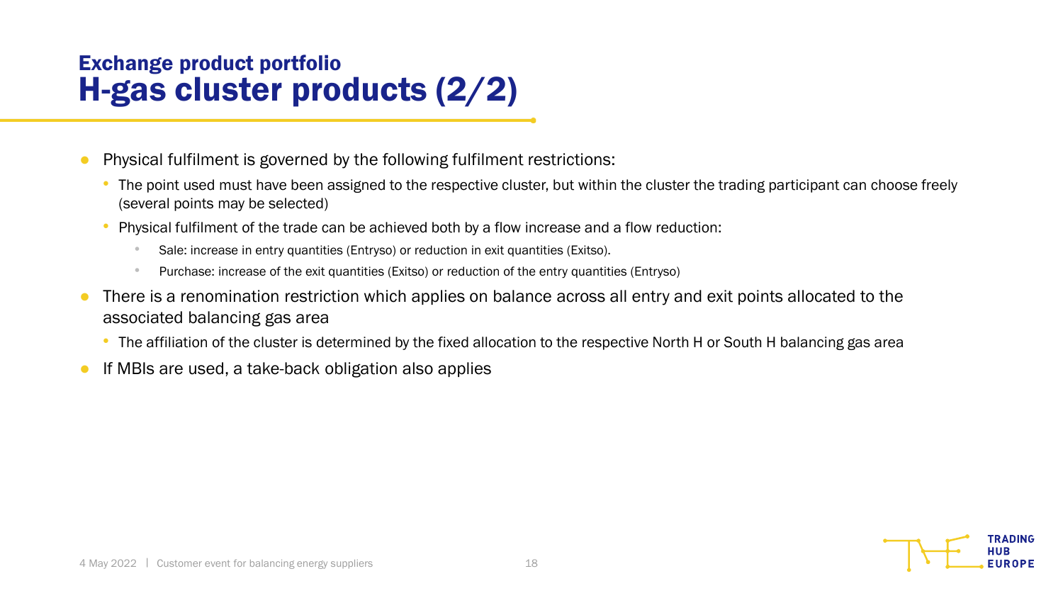## Exchange product portfolio

# H-gas cluster products (2/2)

- Physical fulfilment is governed by the following fulfilment restrictions:
  - The point used must have been assigned to the respective cluster, but within the cluster the trading participant can choose freely (several points may be selected)
  - Physical fulfilment of the trade can be achieved both by a flow increase and a flow reduction:
    - Sale: increase in entry quantities (Entryso) or reduction in exit quantities (Exitso).
    - Purchase: increase of the exit quantities (Exitso) or reduction of the entry quantities (Entryso)
- There is a renomination restriction which applies on balance across all entry and exit points allocated to the associated balancing gas area
  - The affiliation of the cluster is determined by the fixed allocation to the respective North H or South H balancing gas area
- If MBIs are used, a take-back obligation also applies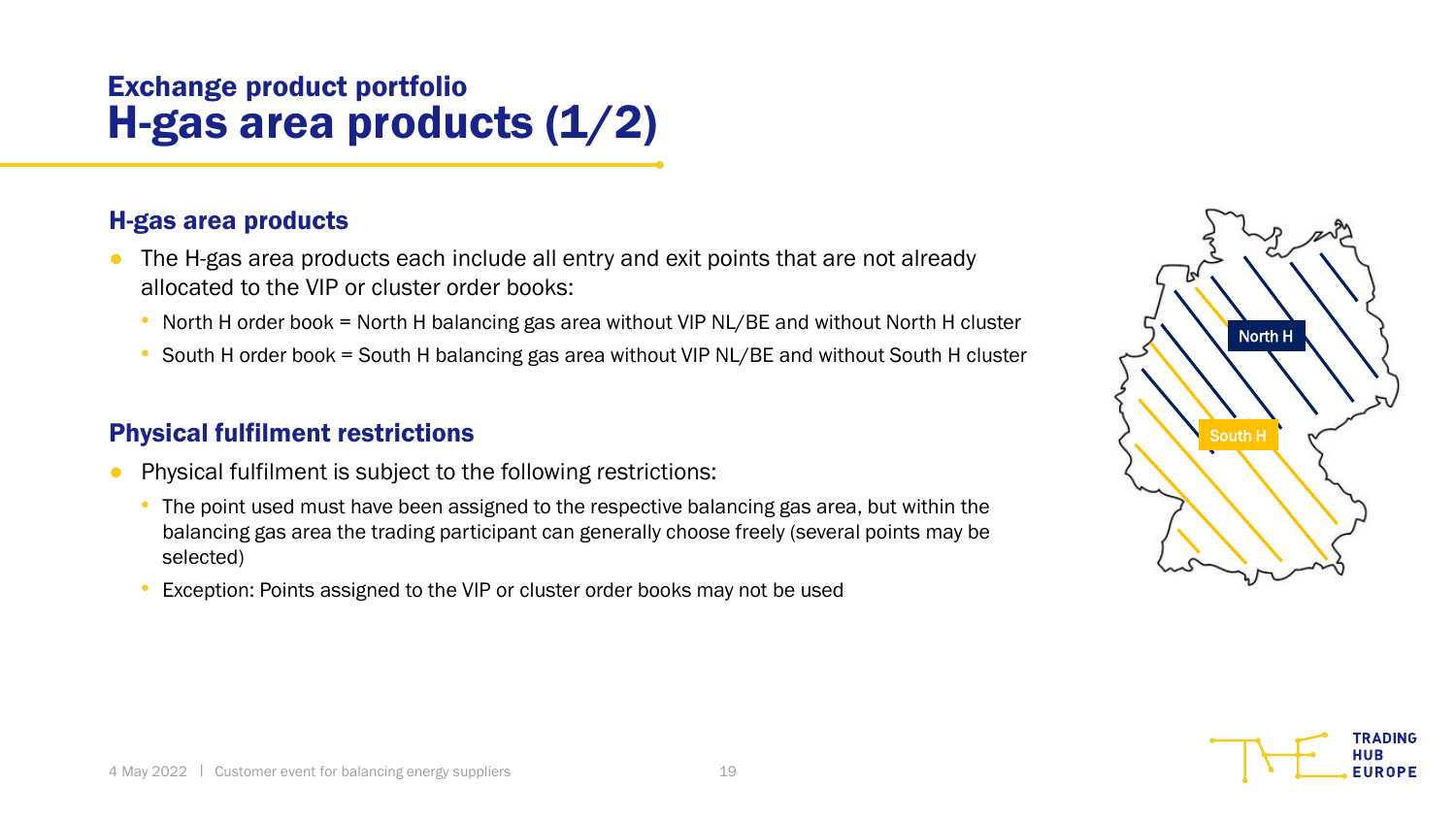## Exchange product portfolio

# H-gas area products (1/2)

### H-gas area products

- The H-gas area products each include all entry and exit points that are not already allocated to the VIP or cluster order books:
  - North H order book = North H balancing gas area without VIP NL/BE and without North H cluster
  - South H order book = South H balancing gas area without VIP NL/BE and without South H cluster

### Physical fulfilment restrictions

- Physical fulfilment is subject to the following restrictions:
  - The point used must have been assigned to the respective balancing gas area, but within the balancing gas area the trading participant can generally choose freely (several points may be selected)
  - Exception: Points assigned to the VIP or cluster order books may not be used

North H

South H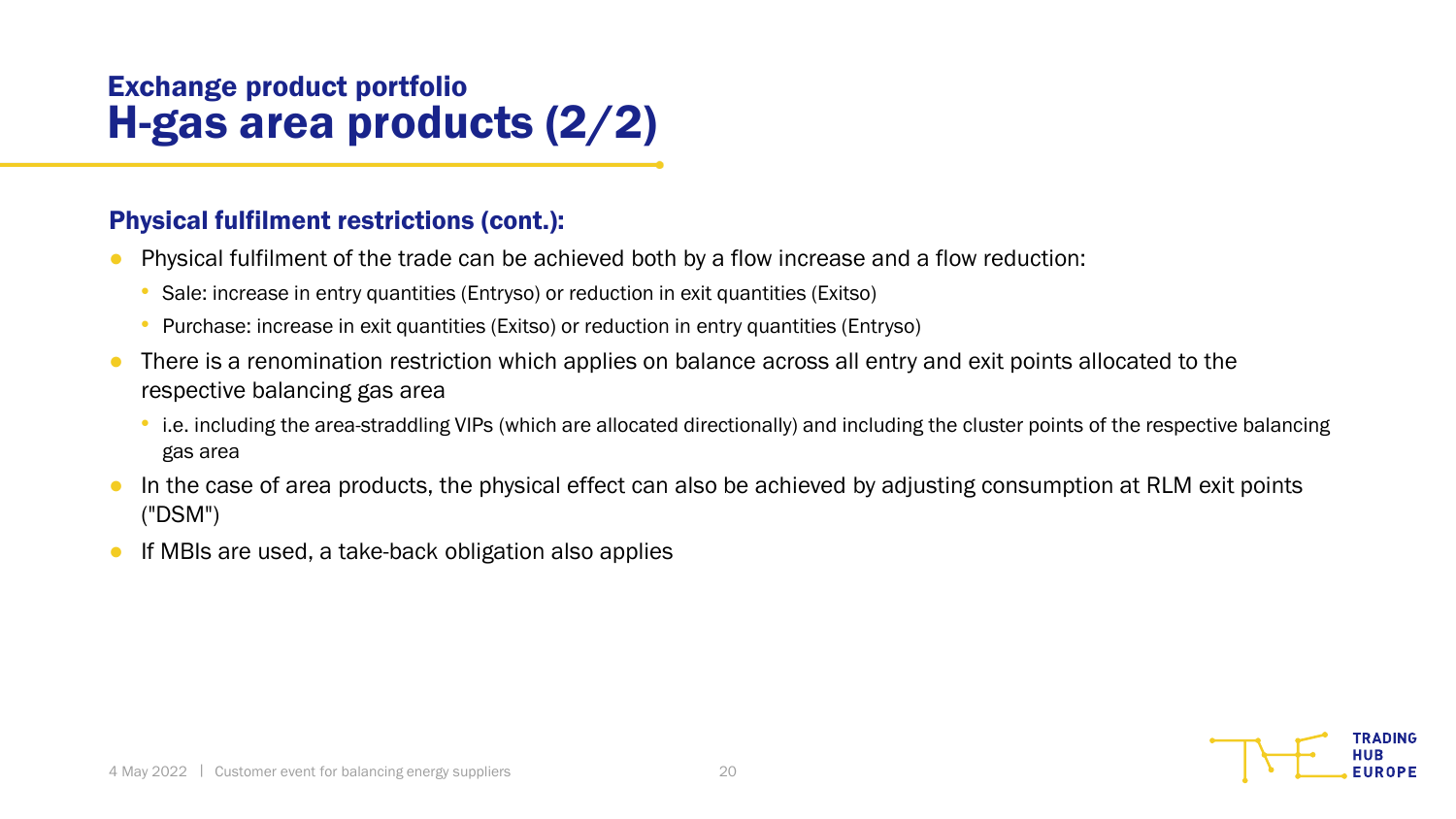# Exchange product portfolio
## H-gas area products (2/2)

### Physical fulfilment restrictions (cont.):

- Physical fulfilment of the trade can be achieved both by a flow increase and a flow reduction:
  - Sale: increase in entry quantities (Entryso) or reduction in exit quantities (Exitso)
  - Purchase: increase in exit quantities (Exitso) or reduction in entry quantities (Entryso)
- There is a renomination restriction which applies on balance across all entry and exit points allocated to the respective balancing gas area
  - i.e. including the area-straddling VIPs (which are allocated directionally) and including the cluster points of the respective balancing gas area
- In the case of area products, the physical effect can also be achieved by adjusting consumption at RLM exit points ("DSM")
- If MBIs are used, a take-back obligation also applies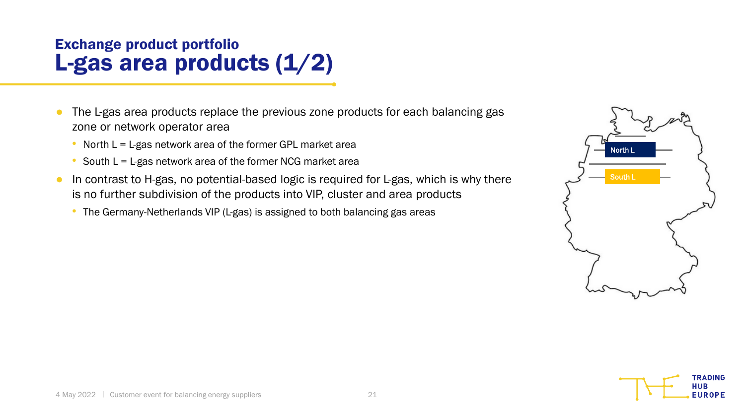## Exchange product portfolio

# L-gas area products (1/2)

- The L-gas area products replace the previous zone products for each balancing gas zone or network operator area
  - North L = L-gas network area of the former GPL market area
  - South L = L-gas network area of the former NCG market area
- In contrast to H-gas, no potential-based logic is required for L-gas, which is why there is no further subdivision of the products into VIP, cluster and area products
  - The Germany-Netherlands VIP (L-gas) is assigned to both balancing gas areas

North L

South L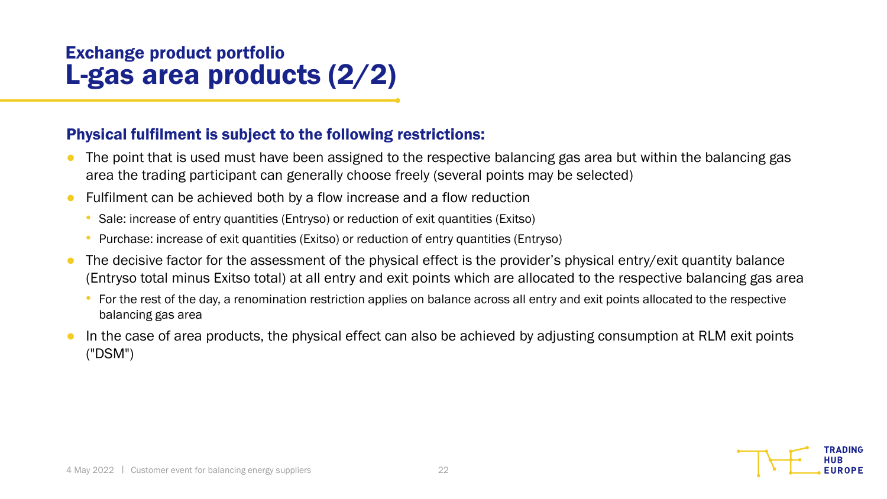# Exchange product portfolio
# L-gas area products (2/2)

## Physical fulfilment is subject to the following restrictions:

- The point that is used must have been assigned to the respective balancing gas area but within the balancing gas area the trading participant can generally choose freely (several points may be selected)
- Fulfilment can be achieved both by a flow increase and a flow reduction
  - Sale: increase of entry quantities (Entryso) or reduction of exit quantities (Exitso)
  - Purchase: increase of exit quantities (Exitso) or reduction of entry quantities (Entryso)
- The decisive factor for the assessment of the physical effect is the provider's physical entry/exit quantity balance (Entryso total minus Exitso total) at all entry and exit points which are allocated to the respective balancing gas area
  - For the rest of the day, a renomination restriction applies on balance across all entry and exit points allocated to the respective balancing gas area
- In the case of area products, the physical effect can also be achieved by adjusting consumption at RLM exit points ("DSM")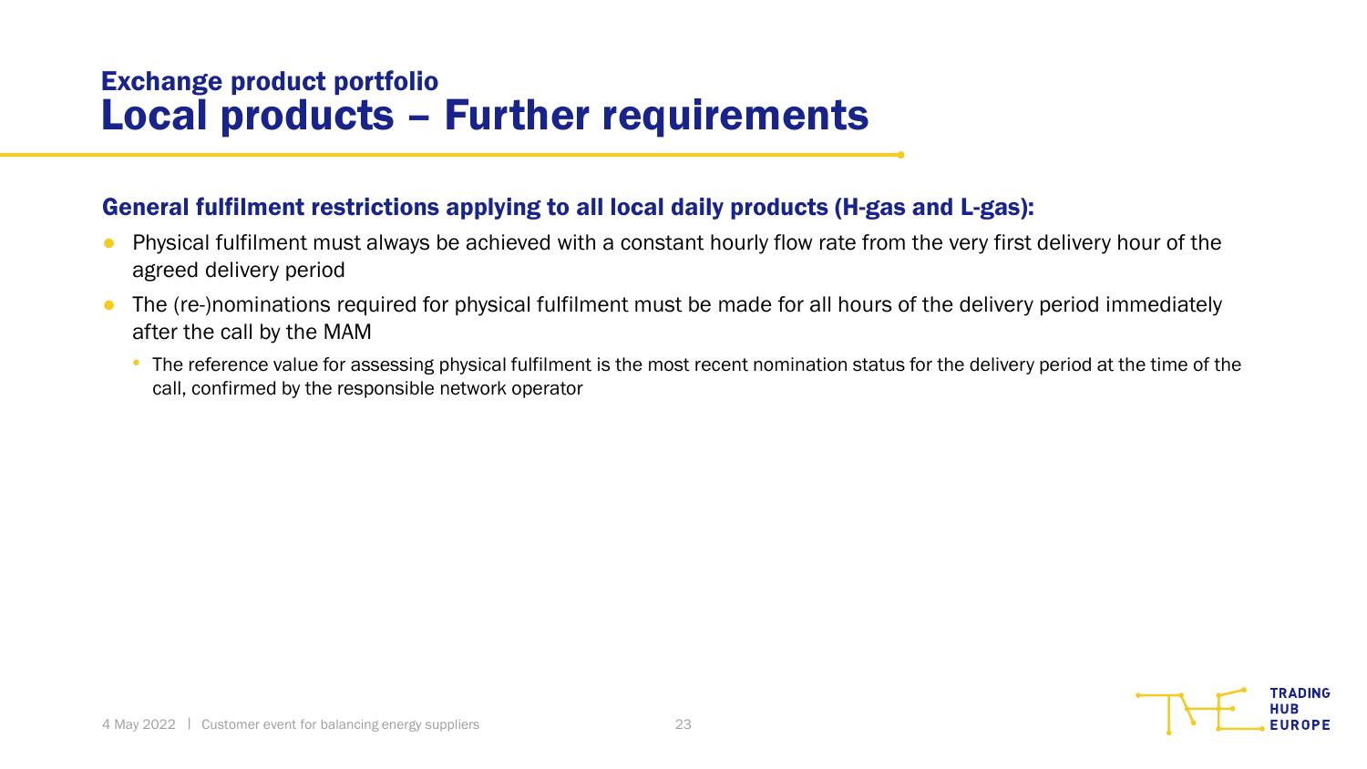## Exchange product portfolio

# Local products – Further requirements

**General fulfilment restrictions applying to all local daily products (H-gas and L-gas):**

- Physical fulfilment must always be achieved with a constant hourly flow rate from the very first delivery hour of the agreed delivery period
- The (re-)nominations required for physical fulfilment must be made for all hours of the delivery period immediately after the call by the MAM
  - The reference value for assessing physical fulfilment is the most recent nomination status for the delivery period at the time of the call, confirmed by the responsible network operator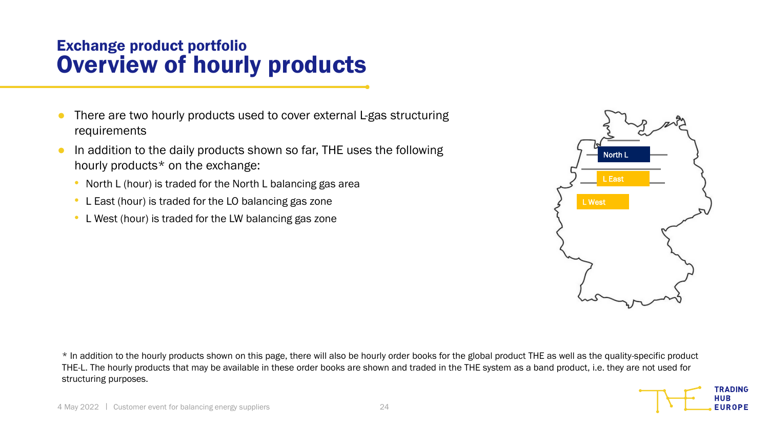## Exchange product portfolio

# Overview of hourly products

- There are two hourly products used to cover external L-gas structuring requirements
- In addition to the daily products shown so far, THE uses the following hourly products* on the exchange:
  - North L (hour) is traded for the North L balancing gas area
  - L East (hour) is traded for the LO balancing gas zone
  - L West (hour) is traded for the LW balancing gas zone

North L

L East

L West

* In addition to the hourly products shown on this page, there will also be hourly order books for the global product THE as well as the quality-specific product THE-L. The hourly products that may be available in these order books are shown and traded in the THE system as a band product, i.e. they are not used for structuring purposes.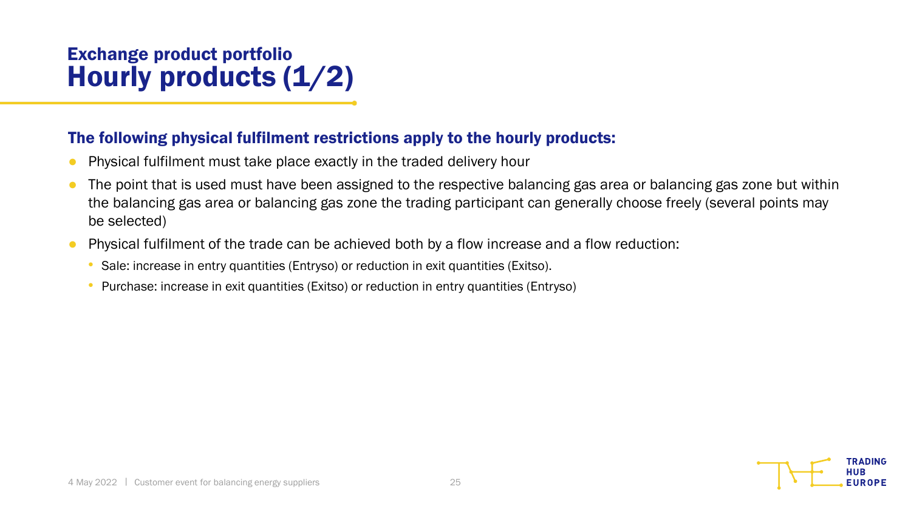## Exchange product portfolio

# Hourly products (1/2)

### The following physical fulfilment restrictions apply to the hourly products:

- Physical fulfilment must take place exactly in the traded delivery hour
- The point that is used must have been assigned to the respective balancing gas area or balancing gas zone but within the balancing gas area or balancing gas zone the trading participant can generally choose freely (several points may be selected)
- Physical fulfilment of the trade can be achieved both by a flow increase and a flow reduction:
  - Sale: increase in entry quantities (Entryso) or reduction in exit quantities (Exitso).
  - Purchase: increase in exit quantities (Exitso) or reduction in entry quantities (Entryso)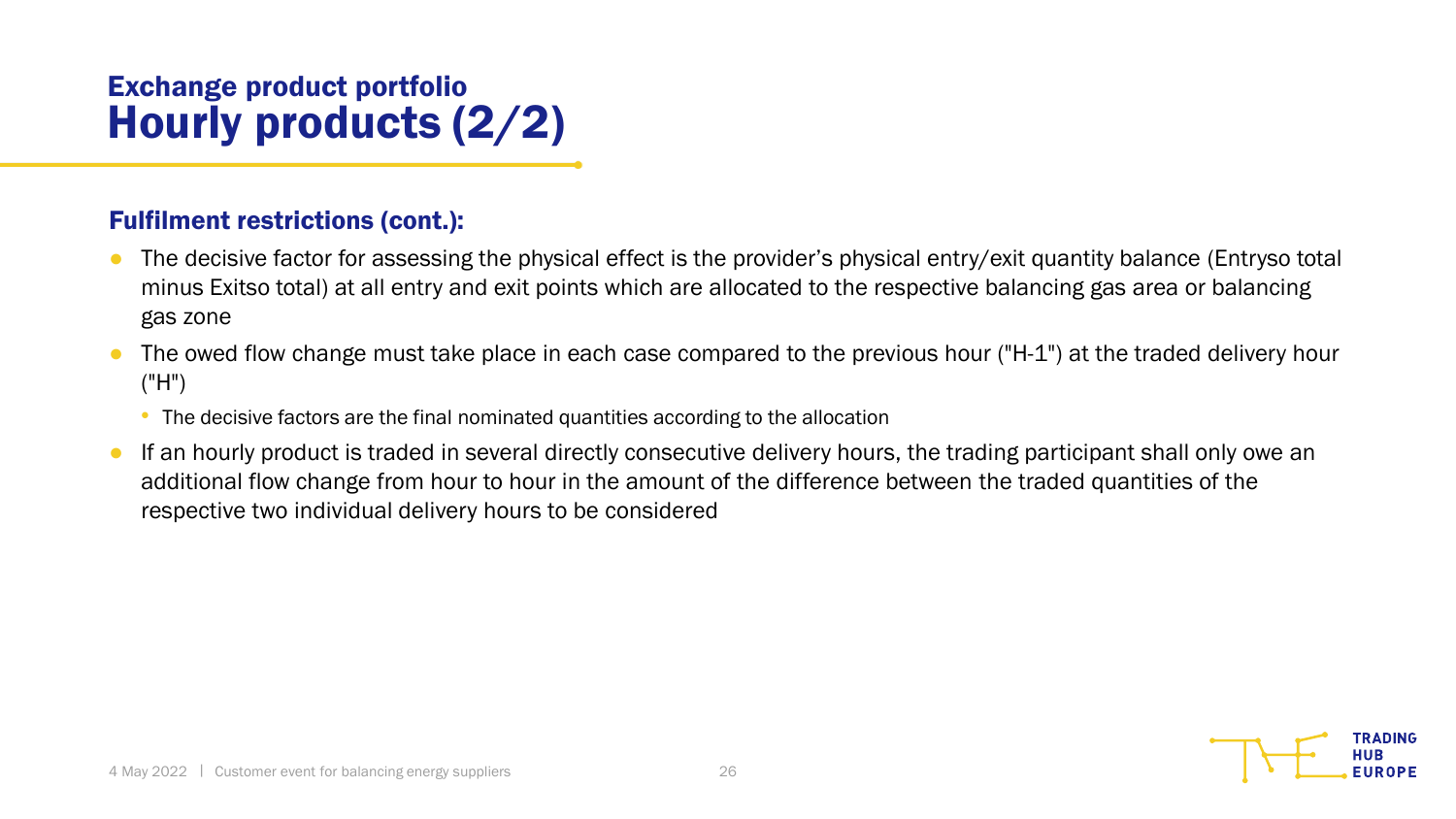# Exchange product portfolio
## Hourly products (2/2)

### Fulfilment restrictions (cont.):

- The decisive factor for assessing the physical effect is the provider's physical entry/exit quantity balance (Entryso total minus Exitso total) at all entry and exit points which are allocated to the respective balancing gas area or balancing gas zone
- The owed flow change must take place in each case compared to the previous hour ("H-1") at the traded delivery hour ("H")
  - The decisive factors are the final nominated quantities according to the allocation
- If an hourly product is traded in several directly consecutive delivery hours, the trading participant shall only owe an additional flow change from hour to hour in the amount of the difference between the traded quantities of the respective two individual delivery hours to be considered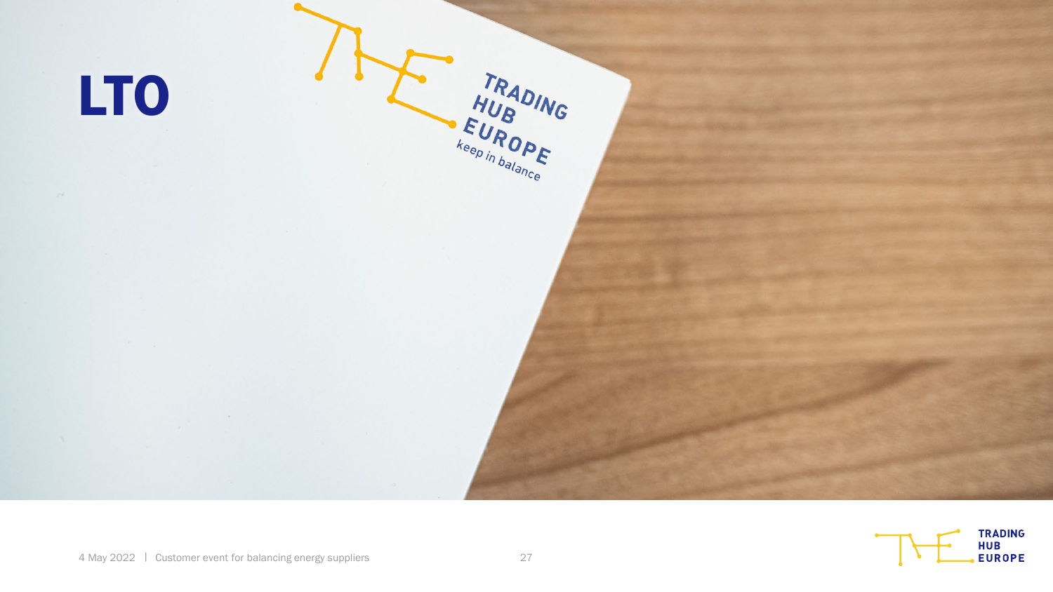# LTO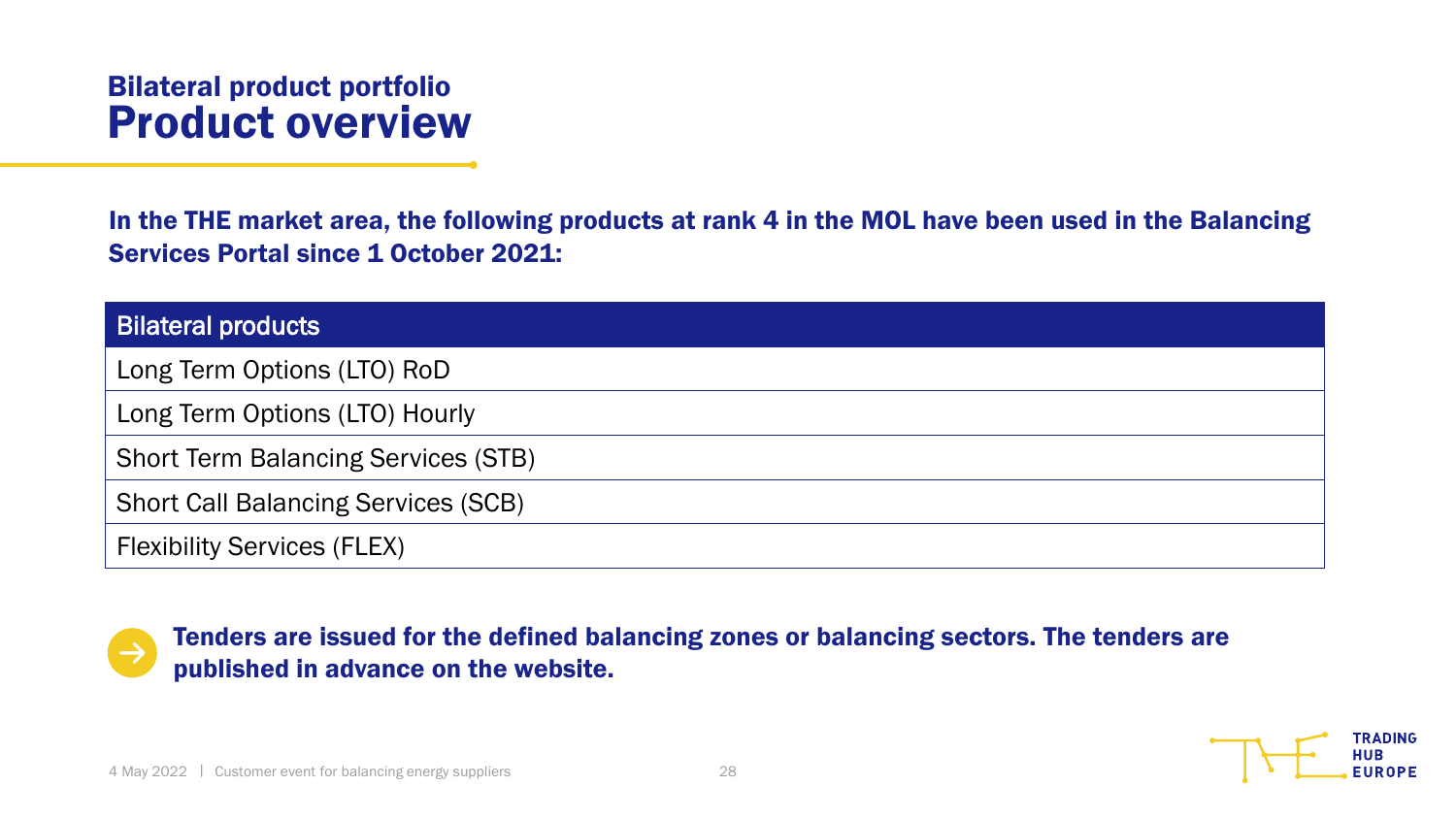## Bilateral product portfolio
# Product overview

**In the THE market area, the following products at rank 4 in the MOL have been used in the Balancing Services Portal since 1 October 2021:**

| Bilateral products |
| --- |
| Long Term Options (LTO) RoD |
| Long Term Options (LTO) Hourly |
| Short Term Balancing Services (STB) |
| Short Call Balancing Services (SCB) |
| Flexibility Services (FLEX) |

**Tenders are issued for the defined balancing zones or balancing sectors. The tenders are published in advance on the website.**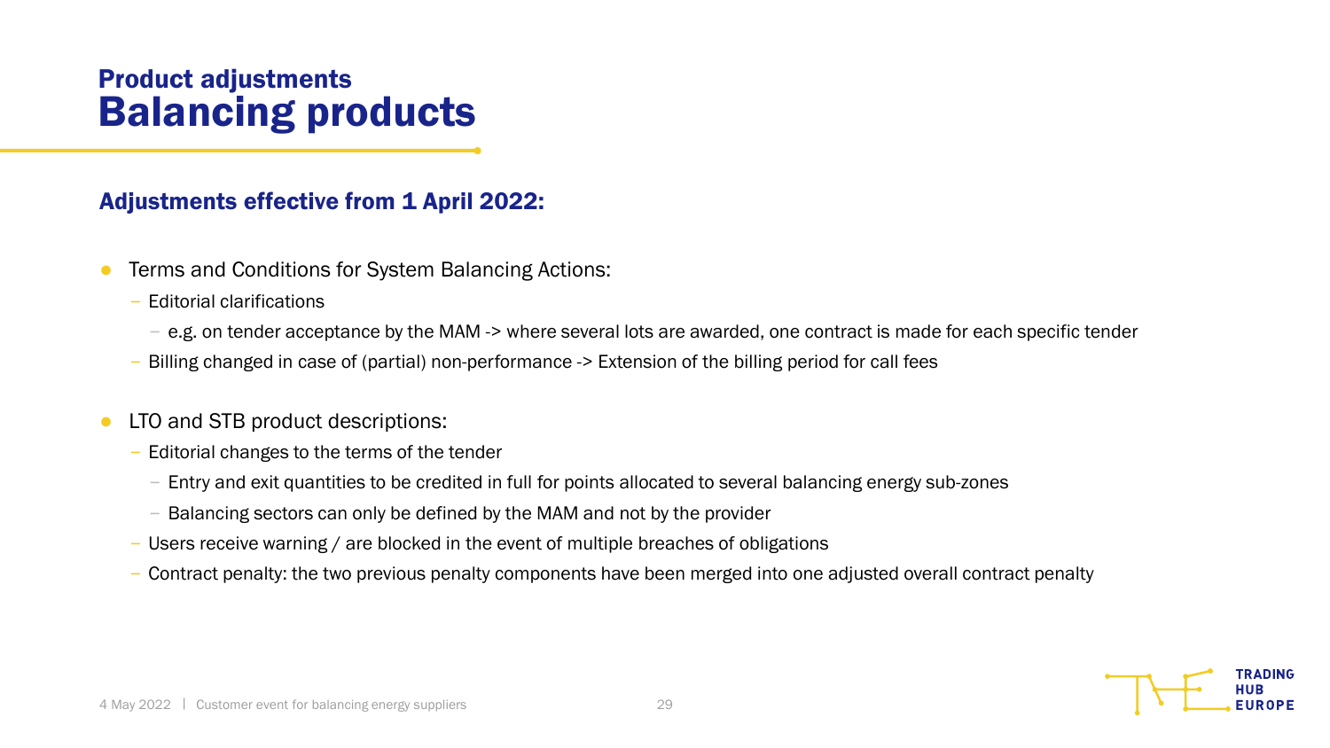## Product adjustments
# Balancing products

### Adjustments effective from 1 April 2022:

- Terms and Conditions for System Balancing Actions:
  - Editorial clarifications
    - e.g. on tender acceptance by the MAM -> where several lots are awarded, one contract is made for each specific tender
  - Billing changed in case of (partial) non-performance -> Extension of the billing period for call fees

- LTO and STB product descriptions:
  - Editorial changes to the terms of the tender
    - Entry and exit quantities to be credited in full for points allocated to several balancing energy sub-zones
    - Balancing sectors can only be defined by the MAM and not by the provider
  - Users receive warning / are blocked in the event of multiple breaches of obligations
  - Contract penalty: the two previous penalty components have been merged into one adjusted overall contract penalty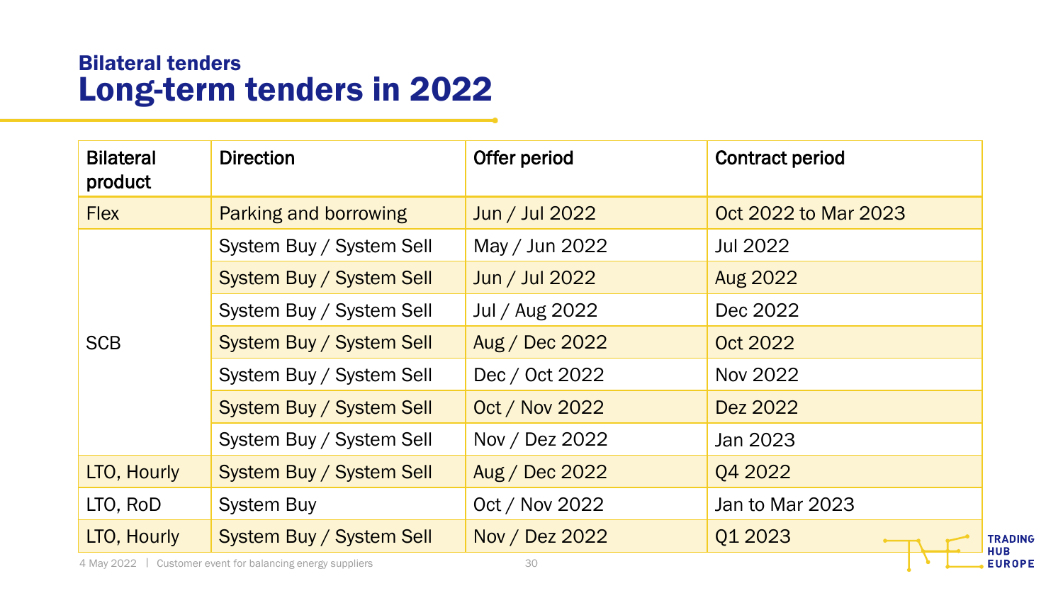## Bilateral tenders

# Long-term tenders in 2022

| Bilateral product | Direction | Offer period | Contract period |
|---|---|---|---|
| Flex | Parking and borrowing | Jun / Jul 2022 | Oct 2022 to Mar 2023 |
| SCB | System Buy / System Sell | May / Jun 2022 | Jul 2022 |
| | System Buy / System Sell | Jun / Jul 2022 | Aug 2022 |
| | System Buy / System Sell | Jul / Aug 2022 | Dec 2022 |
| | System Buy / System Sell | Aug / Dec 2022 | Oct 2022 |
| | System Buy / System Sell | Dec / Oct 2022 | Nov 2022 |
| | System Buy / System Sell | Oct / Nov 2022 | Dez 2022 |
| | System Buy / System Sell | Nov / Dez 2022 | Jan 2023 |
| LTO, Hourly | System Buy / System Sell | Aug / Dec 2022 | Q4 2022 |
| LTO, RoD | System Buy | Oct / Nov 2022 | Jan to Mar 2023 |
| LTO, Hourly | System Buy / System Sell | Nov / Dez 2022 | Q1 2023 |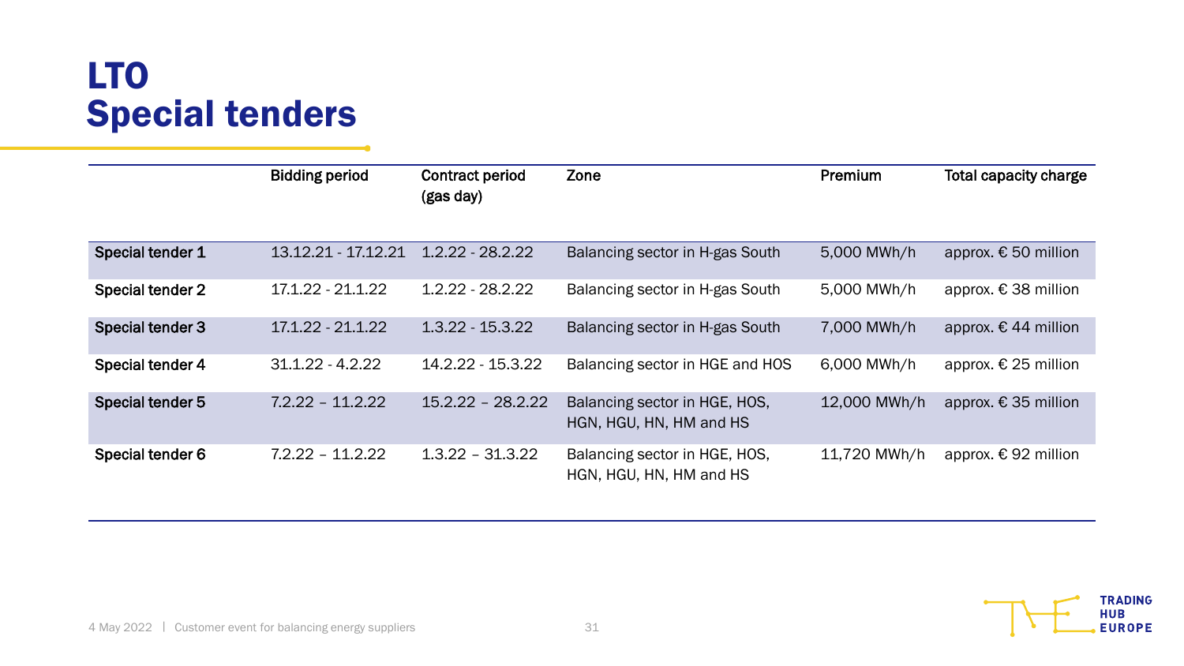# LTO
# Special tenders

| | Bidding period | Contract period (gas day) | Zone | Premium | Total capacity charge |
|---|---|---|---|---|---|
| **Special tender 1** | 13.12.21 - 17.12.21 | 1.2.22 - 28.2.22 | Balancing sector in H-gas South | 5,000 MWh/h | approx. € 50 million |
| **Special tender 2** | 17.1.22 - 21.1.22 | 1.2.22 - 28.2.22 | Balancing sector in H-gas South | 5,000 MWh/h | approx. € 38 million |
| **Special tender 3** | 17.1.22 - 21.1.22 | 1.3.22 - 15.3.22 | Balancing sector in H-gas South | 7,000 MWh/h | approx. € 44 million |
| **Special tender 4** | 31.1.22 - 4.2.22 | 14.2.22 - 15.3.22 | Balancing sector in HGE and HOS | 6,000 MWh/h | approx. € 25 million |
| **Special tender 5** | 7.2.22 – 11.2.22 | 15.2.22 – 28.2.22 | Balancing sector in HGE, HOS, HGN, HGU, HN, HM and HS | 12,000 MWh/h | approx. € 35 million |
| **Special tender 6** | 7.2.22 – 11.2.22 | 1.3.22 – 31.3.22 | Balancing sector in HGE, HOS, HGN, HGU, HN, HM and HS | 11,720 MWh/h | approx. € 92 million |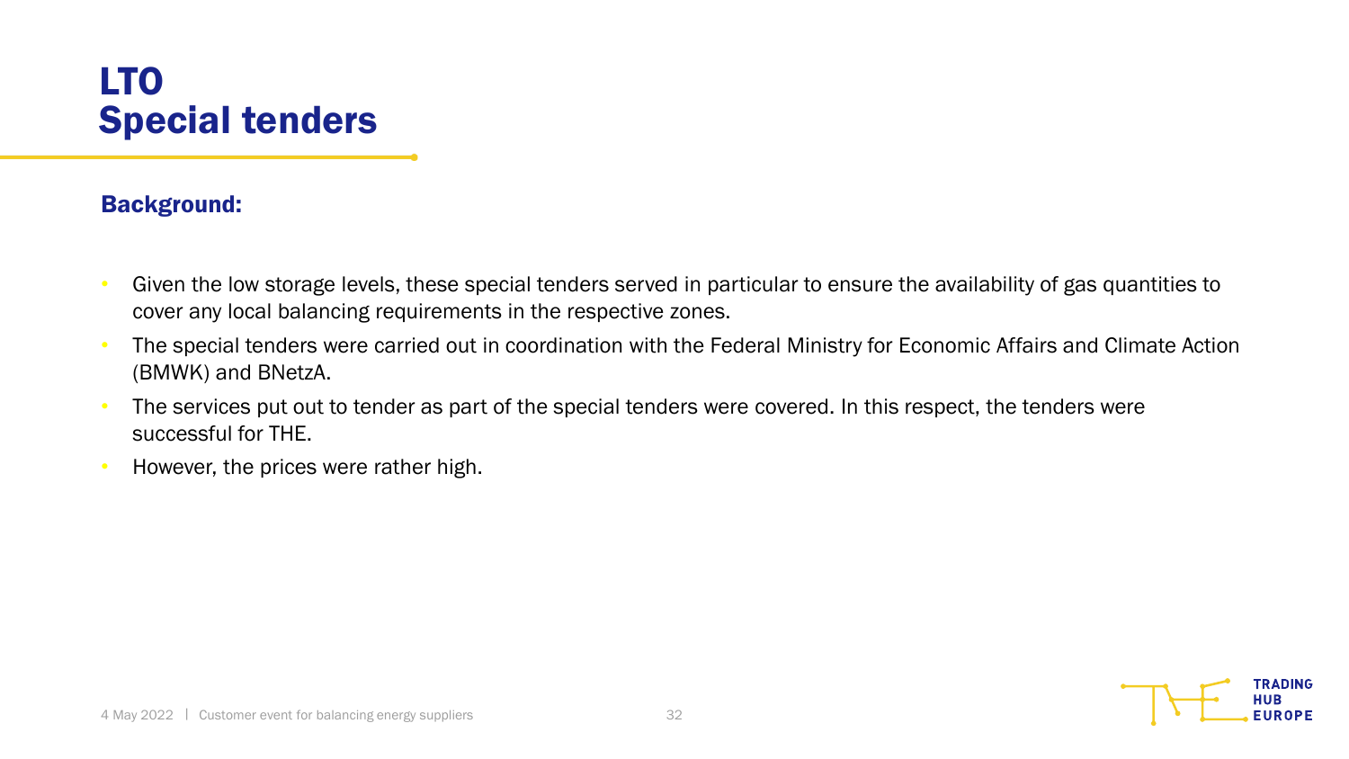# LTO
# Special tenders

**Background:**

- Given the low storage levels, these special tenders served in particular to ensure the availability of gas quantities to cover any local balancing requirements in the respective zones.
- The special tenders were carried out in coordination with the Federal Ministry for Economic Affairs and Climate Action (BMWK) and BNetzA.
- The services put out to tender as part of the special tenders were covered. In this respect, the tenders were successful for THE.
- However, the prices were rather high.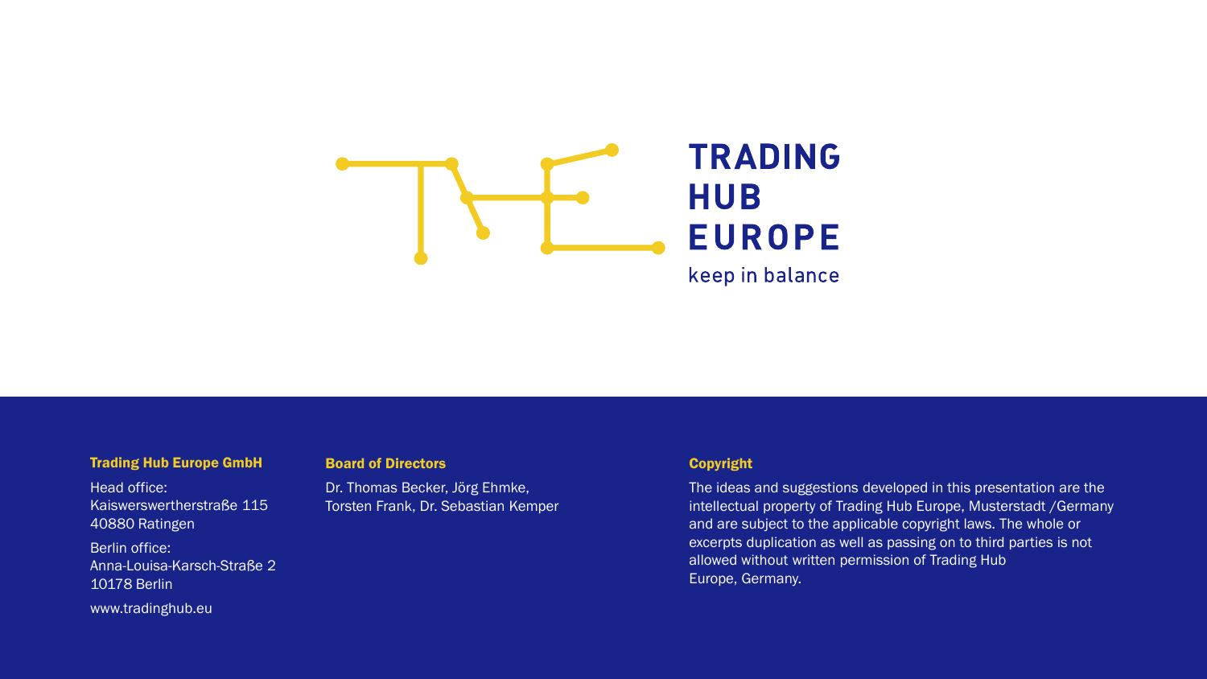TRADING HUB EUROPE

keep in balance

**Trading Hub Europe GmbH**

Head office:
Kaiswerswertherstraße 115
40880 Ratingen

Berlin office:
Anna-Louisa-Karsch-Straße 2
10178 Berlin

www.tradinghub.eu

**Board of Directors**

Dr. Thomas Becker, Jörg Ehmke,
Torsten Frank, Dr. Sebastian Kemper

**Copyright**

The ideas and suggestions developed in this presentation are the intellectual property of Trading Hub Europe, Musterstadt /Germany and are subject to the applicable copyright laws. The whole or excerpts duplication as well as passing on to third parties is not allowed without written permission of Trading Hub Europe, Germany.